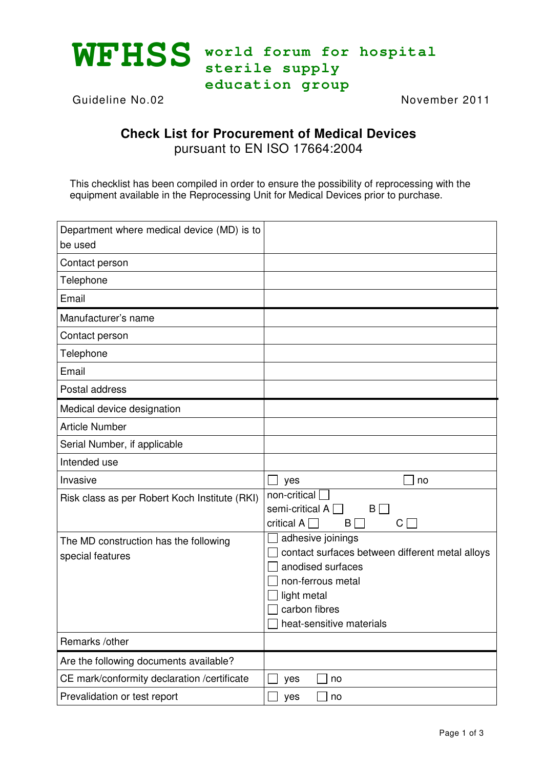**WFHSS** world forum for hospital sterile supply education group

Guideline No.02

November 2011

# Check List for Procurement of Medical Devices

## pursuant to EN ISO 17664:2004

This checklist has been compiled in order to ensure the possibility of reprocessing with the equipment available in the Reprocessing Unit for Medical Devices prior to purchase.

| | |
|---|---|
| Department where medical device (MD) is to be used | |
| Contact person | |
| Telephone | |
| Email | |
| Manufacturer's name | |
| Contact person | |
| Telephone | |
| Email | |
| Postal address | |
| Medical device designation | |
| Article Number | |
| Serial Number, if applicable | |
| Intended use | |
| Invasive | ☐ yes ☐ no |
| Risk class as per Robert Koch Institute (RKI) | non-critical ☐<br>semi-critical A ☐ B ☐<br>critical A ☐ B ☐ C ☐ |
| The MD construction has the following special features | ☐ adhesive joinings<br>☐ contact surfaces between different metal alloys<br>☐ anodised surfaces<br>☐ non-ferrous metal<br>☐ light metal<br>☐ carbon fibres<br>☐ heat-sensitive materials |
| Remarks /other | |
| Are the following documents available? | |
| CE mark/conformity declaration /certificate | ☐ yes ☐ no |
| Prevalidation or test report | ☐ yes ☐ no |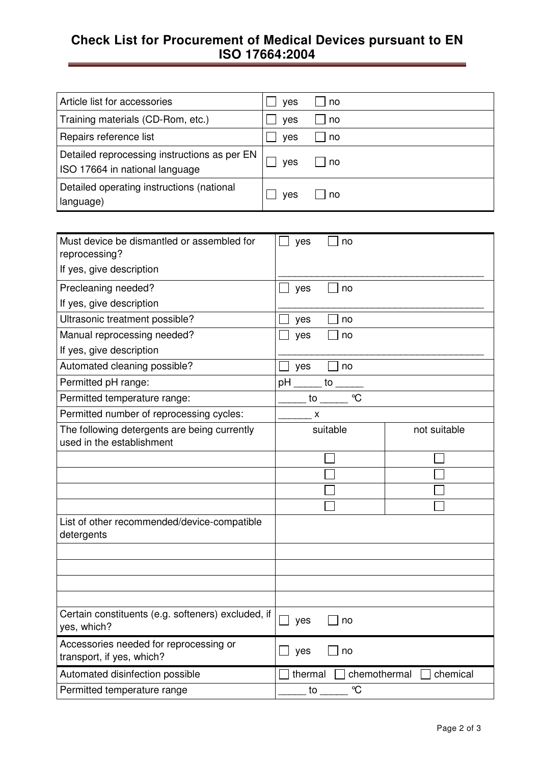# Check List for Procurement of Medical Devices pursuant to EN ISO 17664:2004

| | |
|---|---|
| Article list for accessories | ☐ yes ☐ no |
| Training materials (CD-Rom, etc.) | ☐ yes ☐ no |
| Repairs reference list | ☐ yes ☐ no |
| Detailed reprocessing instructions as per EN ISO 17664 in national language | ☐ yes ☐ no |
| Detailed operating instructions (national language) | ☐ yes ☐ no |

| | | |
|---|---|---|
| Must device be dismantled or assembled for reprocessing?<br>If yes, give description | ☐ yes ☐ no<br>_____________________________________ | |
| Precleaning needed?<br>If yes, give description | ☐ yes ☐ no<br>_____________________________________ | |
| Ultrasonic treatment possible? | ☐ yes ☐ no | |
| Manual reprocessing needed?<br>If yes, give description | ☐ yes ☐ no<br>_____________________________________ | |
| Automated cleaning possible? | ☐ yes ☐ no | |
| Permitted pH range: | pH _____ to _____ | |
| Permitted temperature range: | _____ to _____ ℃ | |
| Permitted number of reprocessing cycles: | ______ x | |
| The following detergents are being currently used in the establishment | suitable | not suitable |
| | ☐ | ☐ |
| | ☐ | ☐ |
| | ☐ | ☐ |
| | ☐ | ☐ |
| List of other recommended/device-compatible detergents | | |
| | | |
| | | |
| | | |
| | | |
| Certain constituents (e.g. softeners) excluded, if yes, which? | ☐ yes ☐ no | |
| Accessories needed for reprocessing or transport, if yes, which? | ☐ yes ☐ no | |
| Automated disinfection possible | ☐ thermal ☐ chemothermal ☐ chemical | |
| Permitted temperature range | _____ to _____ ℃ | |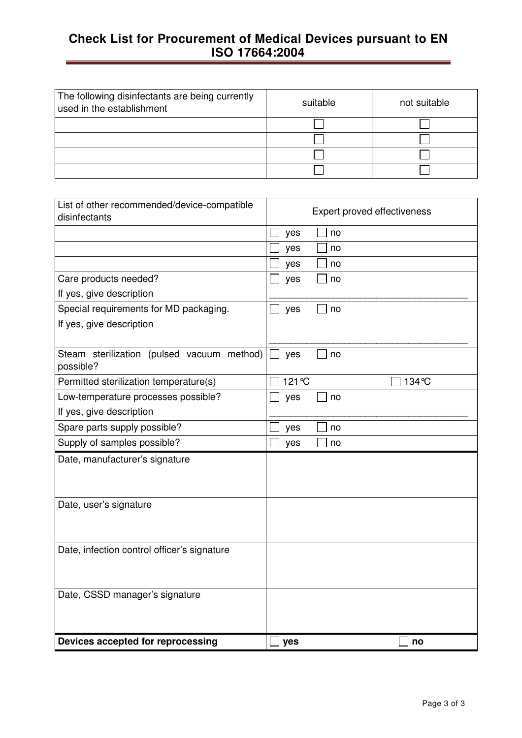## Check List for Procurement of Medical Devices pursuant to EN ISO 17664:2004

| The following disinfectants are being currently used in the establishment | suitable | not suitable |
|---|---|---|
| | ☐ | ☐ |
| | ☐ | ☐ |
| | ☐ | ☐ |
| | ☐ | ☐ |

| List of other recommended/device-compatible disinfectants | Expert proved effectiveness | |
|---|---|---|
| | ☐ yes ☐ no | |
| | ☐ yes ☐ no | |
| | ☐ yes ☐ no | |
| Care products needed?<br>If yes, give description | ☐ yes ☐ no<br>_____________________________________ | |
| Special requirements for MD packaging.<br>If yes, give description | ☐ yes ☐ no<br>_____________________________________ | |
| Steam sterilization (pulsed vacuum method) possible? | ☐ yes ☐ no | |
| Permitted sterilization temperature(s) | ☐ 121℃ | ☐ 134℃ |
| Low-temperature processes possible?<br>If yes, give description | ☐ yes ☐ no<br>_____________________________________ | |
| Spare parts supply possible? | ☐ yes ☐ no | |
| Supply of samples possible? | ☐ yes ☐ no | |
| Date, manufacturer's signature | | |
| Date, user's signature | | |
| Date, infection control officer's signature | | |
| Date, CSSD manager's signature | | |
| **Devices accepted for reprocessing** | ☐ **yes** | ☐ **no** |